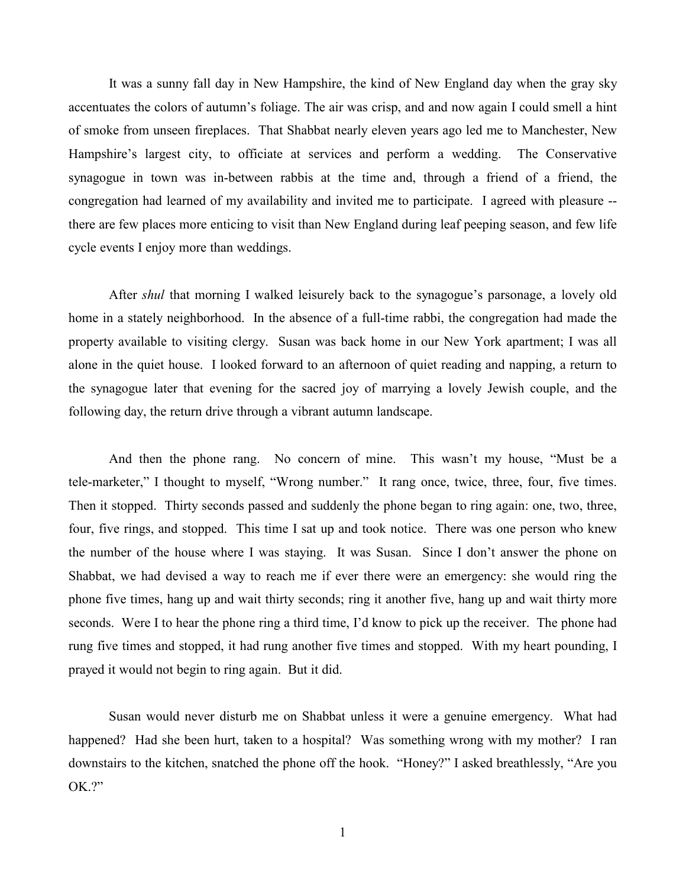It was a sunny fall day in New Hampshire, the kind of New England day when the gray sky accentuates the colors of autumn's foliage. The air was crisp, and and now again I could smell a hint of smoke from unseen fireplaces. That Shabbat nearly eleven years ago led me to Manchester, New Hampshire's largest city, to officiate at services and perform a wedding. The Conservative synagogue in town was in-between rabbis at the time and, through a friend of a friend, the congregation had learned of my availability and invited me to participate. I agreed with pleasure -- there are few places more enticing to visit than New England during leaf peeping season, and few life cycle events I enjoy more than weddings.

After *shul* that morning I walked leisurely back to the synagogue's parsonage, a lovely old home in a stately neighborhood. In the absence of a full-time rabbi, the congregation had made the property available to visiting clergy. Susan was back home in our New York apartment; I was all alone in the quiet house. I looked forward to an afternoon of quiet reading and napping, a return to the synagogue later that evening for the sacred joy of marrying a lovely Jewish couple, and the following day, the return drive through a vibrant autumn landscape.

And then the phone rang. No concern of mine. This wasn't my house, "Must be a tele-marketer," I thought to myself, "Wrong number." It rang once, twice, three, four, five times. Then it stopped. Thirty seconds passed and suddenly the phone began to ring again: one, two, three, four, five rings, and stopped. This time I sat up and took notice. There was one person who knew the number of the house where I was staying. It was Susan. Since I don't answer the phone on Shabbat, we had devised a way to reach me if ever there were an emergency: she would ring the phone five times, hang up and wait thirty seconds; ring it another five, hang up and wait thirty more seconds. Were I to hear the phone ring a third time, I'd know to pick up the receiver. The phone had rung five times and stopped, it had rung another five times and stopped. With my heart pounding, I prayed it would not begin to ring again. But it did.

Susan would never disturb me on Shabbat unless it were a genuine emergency. What had happened? Had she been hurt, taken to a hospital? Was something wrong with my mother? I ran downstairs to the kitchen, snatched the phone off the hook. "Honey?" I asked breathlessly, "Are you OK.?"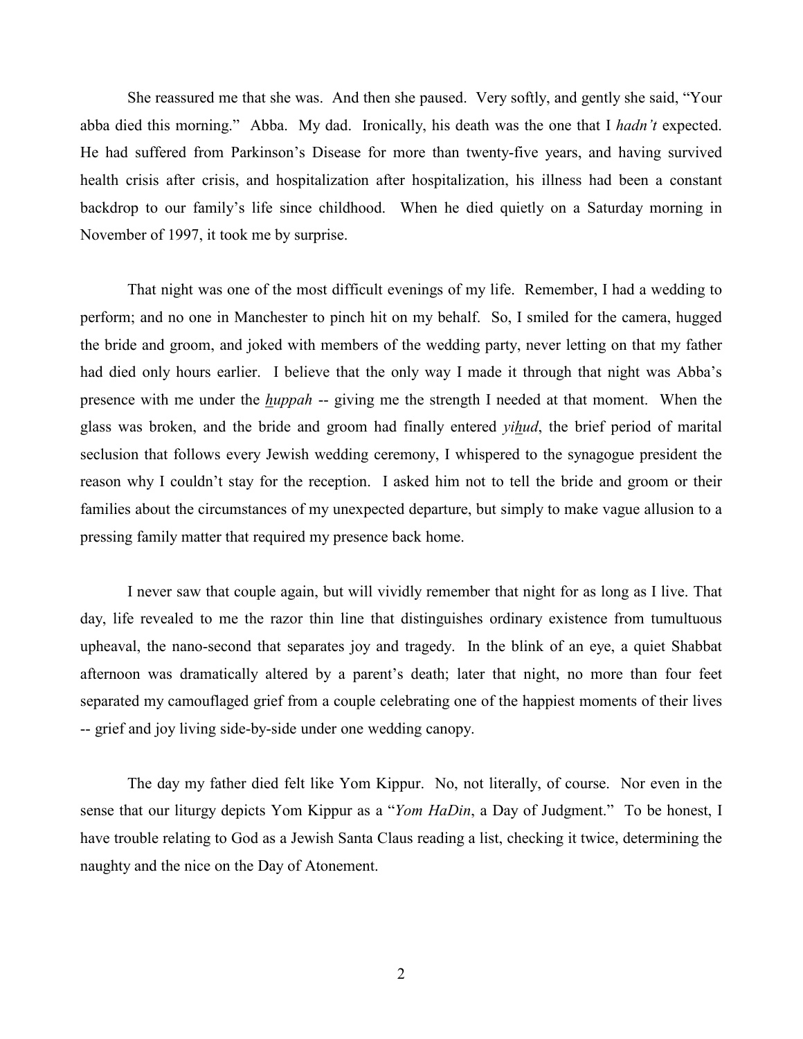She reassured me that she was. And then she paused. Very softly, and gently she said, "Your abba died this morning." Abba. My dad. Ironically, his death was the one that I *hadn't* expected. He had suffered from Parkinson's Disease for more than twenty-five years, and having survived health crisis after crisis, and hospitalization after hospitalization, his illness had been a constant backdrop to our family's life since childhood. When he died quietly on a Saturday morning in November of 1997, it took me by surprise.

That night was one of the most difficult evenings of my life. Remember, I had a wedding to perform; and no one in Manchester to pinch hit on my behalf. So, I smiled for the camera, hugged the bride and groom, and joked with members of the wedding party, never letting on that my father had died only hours earlier. I believe that the only way I made it through that night was Abba's presence with me under the *huppah* -- giving me the strength I needed at that moment. When the glass was broken, and the bride and groom had finally entered *yihud*, the brief period of marital seclusion that follows every Jewish wedding ceremony, I whispered to the synagogue president the reason why I couldn't stay for the reception. I asked him not to tell the bride and groom or their families about the circumstances of my unexpected departure, but simply to make vague allusion to a pressing family matter that required my presence back home.

I never saw that couple again, but will vividly remember that night for as long as I live. That day, life revealed to me the razor thin line that distinguishes ordinary existence from tumultuous upheaval, the nano-second that separates joy and tragedy. In the blink of an eye, a quiet Shabbat afternoon was dramatically altered by a parent's death; later that night, no more than four feet separated my camouflaged grief from a couple celebrating one of the happiest moments of their lives -- grief and joy living side-by-side under one wedding canopy.

The day my father died felt like Yom Kippur. No, not literally, of course. Nor even in the sense that our liturgy depicts Yom Kippur as a "*Yom HaDin*, a Day of Judgment." To be honest, I have trouble relating to God as a Jewish Santa Claus reading a list, checking it twice, determining the naughty and the nice on the Day of Atonement.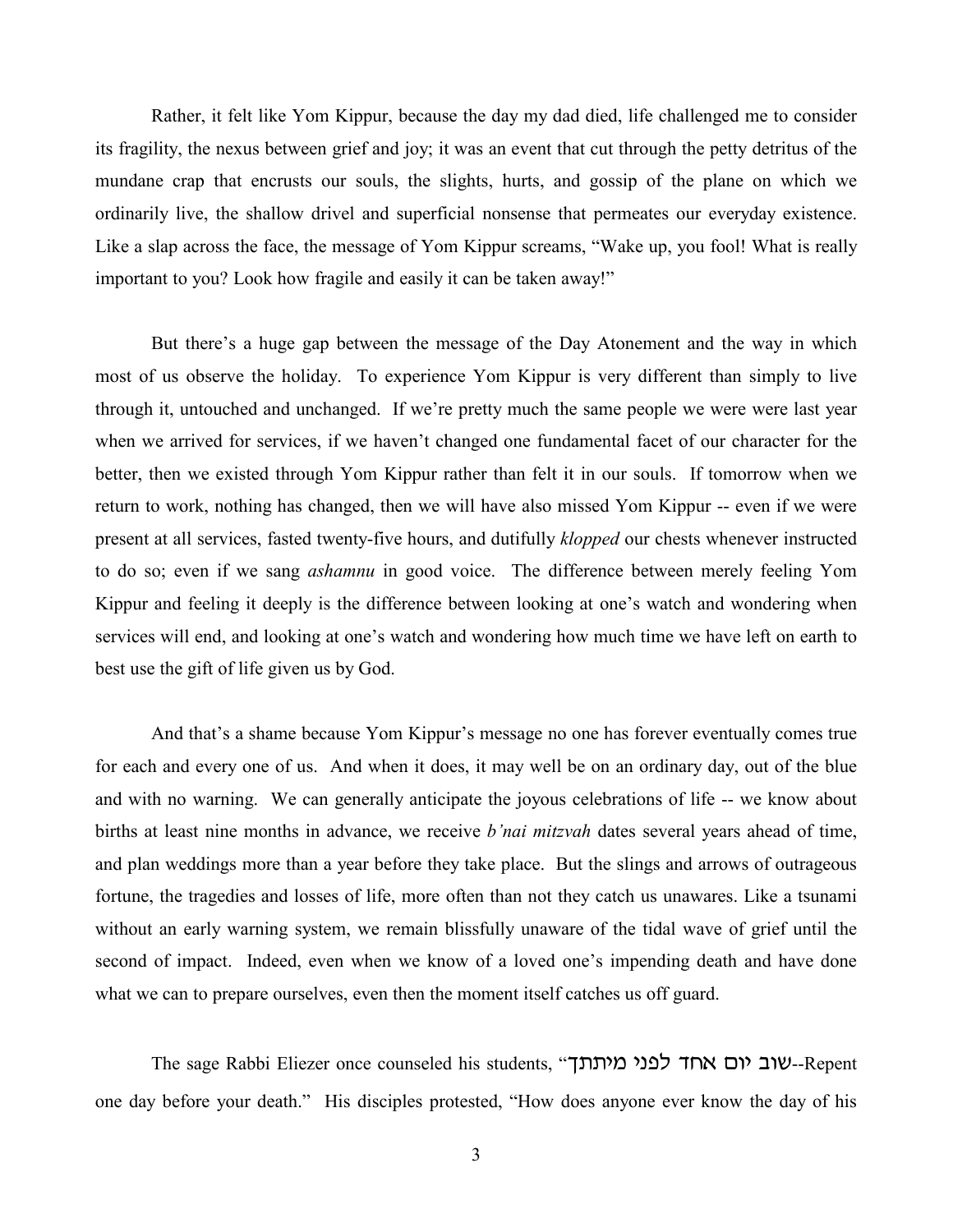Rather, it felt like Yom Kippur, because the day my dad died, life challenged me to consider its fragility, the nexus between grief and joy; it was an event that cut through the petty detritus of the mundane crap that encrusts our souls, the slights, hurts, and gossip of the plane on which we ordinarily live, the shallow drivel and superficial nonsense that permeates our everyday existence. Like a slap across the face, the message of Yom Kippur screams, "Wake up, you fool! What is really important to you? Look how fragile and easily it can be taken away!"

But there's a huge gap between the message of the Day Atonement and the way in which most of us observe the holiday. To experience Yom Kippur is very different than simply to live through it, untouched and unchanged. If we're pretty much the same people we were were last year when we arrived for services, if we haven't changed one fundamental facet of our character for the better, then we existed through Yom Kippur rather than felt it in our souls. If tomorrow when we return to work, nothing has changed, then we will have also missed Yom Kippur -- even if we were present at all services, fasted twenty-five hours, and dutifully *klopped* our chests whenever instructed to do so; even if we sang *ashamnu* in good voice. The difference between merely feeling Yom Kippur and feeling it deeply is the difference between looking at one's watch and wondering when services will end, and looking at one's watch and wondering how much time we have left on earth to best use the gift of life given us by God.

And that's a shame because Yom Kippur's message no one has forever eventually comes true for each and every one of us. And when it does, it may well be on an ordinary day, out of the blue and with no warning. We can generally anticipate the joyous celebrations of life -- we know about births at least nine months in advance, we receive *b'nai mitzvah* dates several years ahead of time, and plan weddings more than a year before they take place. But the slings and arrows of outrageous fortune, the tragedies and losses of life, more often than not they catch us unawares. Like a tsunami without an early warning system, we remain blissfully unaware of the tidal wave of grief until the second of impact. Indeed, even when we know of a loved one's impending death and have done what we can to prepare ourselves, even then the moment itself catches us off guard.

The sage Rabbi Eliezer once counseled his students, "שוב יום אחד לפני מיתתך--Repent one day before your death." His disciples protested, "How does anyone ever know the day of his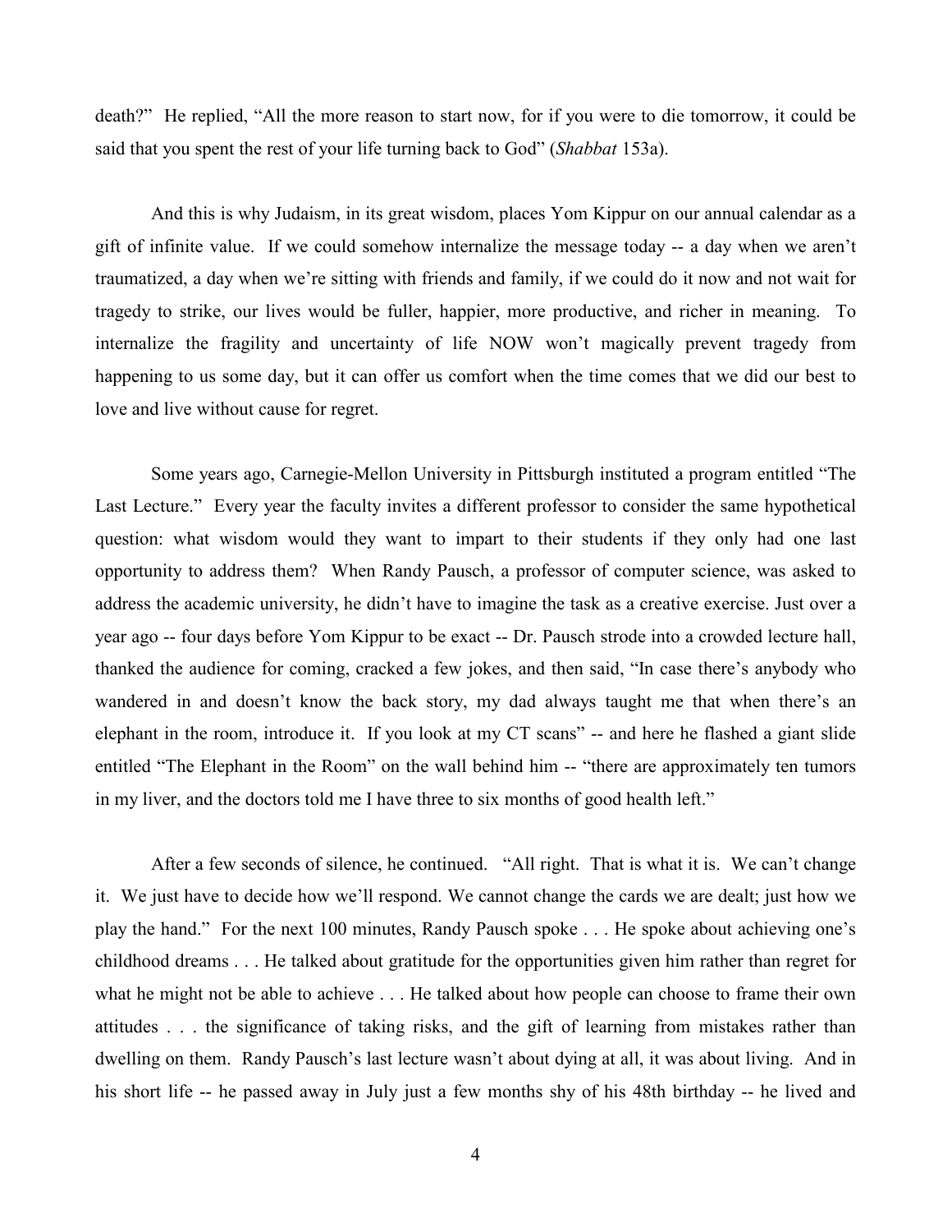death?" He replied, "All the more reason to start now, for if you were to die tomorrow, it could be said that you spent the rest of your life turning back to God" (*Shabbat* 153a).

And this is why Judaism, in its great wisdom, places Yom Kippur on our annual calendar as a gift of infinite value. If we could somehow internalize the message today -- a day when we aren't traumatized, a day when we're sitting with friends and family, if we could do it now and not wait for tragedy to strike, our lives would be fuller, happier, more productive, and richer in meaning. To internalize the fragility and uncertainty of life NOW won't magically prevent tragedy from happening to us some day, but it can offer us comfort when the time comes that we did our best to love and live without cause for regret.

Some years ago, Carnegie-Mellon University in Pittsburgh instituted a program entitled "The Last Lecture." Every year the faculty invites a different professor to consider the same hypothetical question: what wisdom would they want to impart to their students if they only had one last opportunity to address them? When Randy Pausch, a professor of computer science, was asked to address the academic university, he didn't have to imagine the task as a creative exercise. Just over a year ago -- four days before Yom Kippur to be exact -- Dr. Pausch strode into a crowded lecture hall, thanked the audience for coming, cracked a few jokes, and then said, "In case there's anybody who wandered in and doesn't know the back story, my dad always taught me that when there's an elephant in the room, introduce it. If you look at my CT scans" -- and here he flashed a giant slide entitled "The Elephant in the Room" on the wall behind him -- "there are approximately ten tumors in my liver, and the doctors told me I have three to six months of good health left."

After a few seconds of silence, he continued. "All right. That is what it is. We can't change it. We just have to decide how we'll respond. We cannot change the cards we are dealt; just how we play the hand." For the next 100 minutes, Randy Pausch spoke . . . He spoke about achieving one's childhood dreams . . . He talked about gratitude for the opportunities given him rather than regret for what he might not be able to achieve . . . He talked about how people can choose to frame their own attitudes . . . the significance of taking risks, and the gift of learning from mistakes rather than dwelling on them. Randy Pausch's last lecture wasn't about dying at all, it was about living. And in his short life -- he passed away in July just a few months shy of his 48th birthday -- he lived and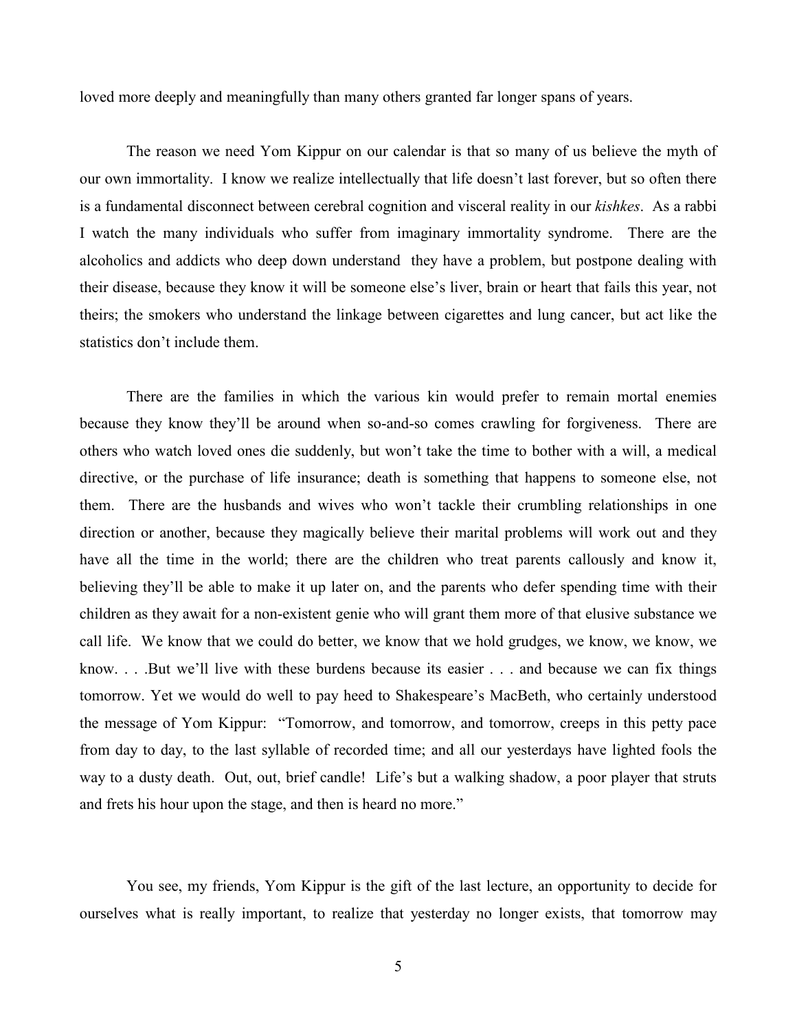loved more deeply and meaningfully than many others granted far longer spans of years.

The reason we need Yom Kippur on our calendar is that so many of us believe the myth of our own immortality. I know we realize intellectually that life doesn't last forever, but so often there is a fundamental disconnect between cerebral cognition and visceral reality in our *kishkes*. As a rabbi I watch the many individuals who suffer from imaginary immortality syndrome. There are the alcoholics and addicts who deep down understand they have a problem, but postpone dealing with their disease, because they know it will be someone else's liver, brain or heart that fails this year, not theirs; the smokers who understand the linkage between cigarettes and lung cancer, but act like the statistics don't include them.

There are the families in which the various kin would prefer to remain mortal enemies because they know they'll be around when so-and-so comes crawling for forgiveness. There are others who watch loved ones die suddenly, but won't take the time to bother with a will, a medical directive, or the purchase of life insurance; death is something that happens to someone else, not them. There are the husbands and wives who won't tackle their crumbling relationships in one direction or another, because they magically believe their marital problems will work out and they have all the time in the world; there are the children who treat parents callously and know it, believing they'll be able to make it up later on, and the parents who defer spending time with their children as they await for a non-existent genie who will grant them more of that elusive substance we call life. We know that we could do better, we know that we hold grudges, we know, we know, we know. . . .But we'll live with these burdens because its easier . . . and because we can fix things tomorrow. Yet we would do well to pay heed to Shakespeare's MacBeth, who certainly understood the message of Yom Kippur: "Tomorrow, and tomorrow, and tomorrow, creeps in this petty pace from day to day, to the last syllable of recorded time; and all our yesterdays have lighted fools the way to a dusty death. Out, out, brief candle! Life's but a walking shadow, a poor player that struts and frets his hour upon the stage, and then is heard no more."

You see, my friends, Yom Kippur is the gift of the last lecture, an opportunity to decide for ourselves what is really important, to realize that yesterday no longer exists, that tomorrow may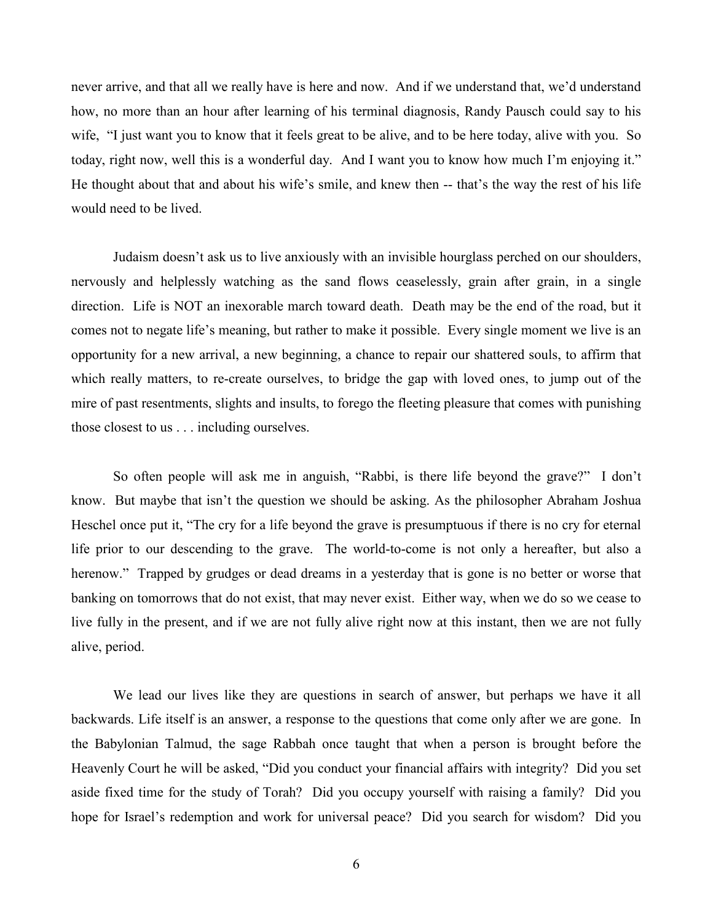never arrive, and that all we really have is here and now. And if we understand that, we'd understand how, no more than an hour after learning of his terminal diagnosis, Randy Pausch could say to his wife, "I just want you to know that it feels great to be alive, and to be here today, alive with you. So today, right now, well this is a wonderful day. And I want you to know how much I'm enjoying it." He thought about that and about his wife's smile, and knew then -- that's the way the rest of his life would need to be lived.

Judaism doesn't ask us to live anxiously with an invisible hourglass perched on our shoulders, nervously and helplessly watching as the sand flows ceaselessly, grain after grain, in a single direction. Life is NOT an inexorable march toward death. Death may be the end of the road, but it comes not to negate life's meaning, but rather to make it possible. Every single moment we live is an opportunity for a new arrival, a new beginning, a chance to repair our shattered souls, to affirm that which really matters, to re-create ourselves, to bridge the gap with loved ones, to jump out of the mire of past resentments, slights and insults, to forego the fleeting pleasure that comes with punishing those closest to us . . . including ourselves.

So often people will ask me in anguish, "Rabbi, is there life beyond the grave?" I don't know. But maybe that isn't the question we should be asking. As the philosopher Abraham Joshua Heschel once put it, "The cry for a life beyond the grave is presumptuous if there is no cry for eternal life prior to our descending to the grave. The world-to-come is not only a hereafter, but also a herenow." Trapped by grudges or dead dreams in a yesterday that is gone is no better or worse that banking on tomorrows that do not exist, that may never exist. Either way, when we do so we cease to live fully in the present, and if we are not fully alive right now at this instant, then we are not fully alive, period.

We lead our lives like they are questions in search of answer, but perhaps we have it all backwards. Life itself is an answer, a response to the questions that come only after we are gone. In the Babylonian Talmud, the sage Rabbah once taught that when a person is brought before the Heavenly Court he will be asked, "Did you conduct your financial affairs with integrity? Did you set aside fixed time for the study of Torah? Did you occupy yourself with raising a family? Did you hope for Israel's redemption and work for universal peace? Did you search for wisdom? Did you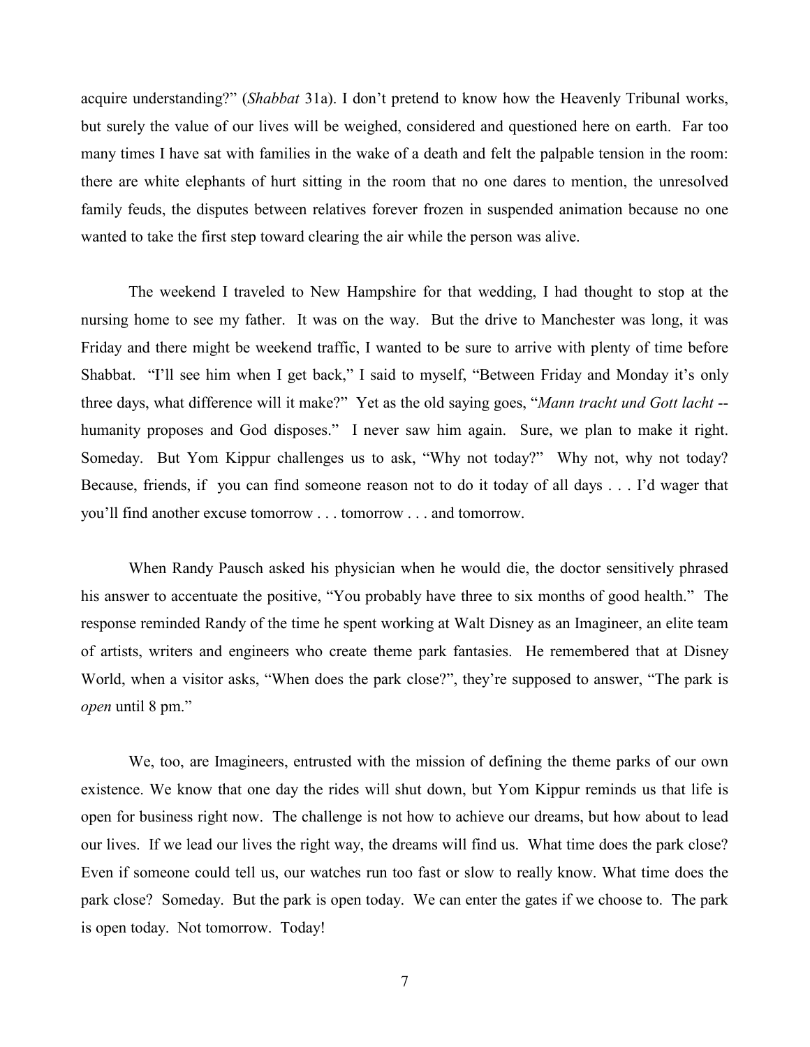acquire understanding?" (*Shabbat* 31a). I don't pretend to know how the Heavenly Tribunal works, but surely the value of our lives will be weighed, considered and questioned here on earth. Far too many times I have sat with families in the wake of a death and felt the palpable tension in the room: there are white elephants of hurt sitting in the room that no one dares to mention, the unresolved family feuds, the disputes between relatives forever frozen in suspended animation because no one wanted to take the first step toward clearing the air while the person was alive.

The weekend I traveled to New Hampshire for that wedding, I had thought to stop at the nursing home to see my father. It was on the way. But the drive to Manchester was long, it was Friday and there might be weekend traffic, I wanted to be sure to arrive with plenty of time before Shabbat. "I'll see him when I get back," I said to myself, "Between Friday and Monday it's only three days, what difference will it make?" Yet as the old saying goes, "*Mann tracht und Gott lacht* -- humanity proposes and God disposes." I never saw him again. Sure, we plan to make it right. Someday. But Yom Kippur challenges us to ask, "Why not today?" Why not, why not today? Because, friends, if you can find someone reason not to do it today of all days . . . I'd wager that you'll find another excuse tomorrow . . . tomorrow . . . and tomorrow.

When Randy Pausch asked his physician when he would die, the doctor sensitively phrased his answer to accentuate the positive, "You probably have three to six months of good health." The response reminded Randy of the time he spent working at Walt Disney as an Imagineer, an elite team of artists, writers and engineers who create theme park fantasies. He remembered that at Disney World, when a visitor asks, "When does the park close?", they're supposed to answer, "The park is *open* until 8 pm."

We, too, are Imagineers, entrusted with the mission of defining the theme parks of our own existence. We know that one day the rides will shut down, but Yom Kippur reminds us that life is open for business right now. The challenge is not how to achieve our dreams, but how about to lead our lives. If we lead our lives the right way, the dreams will find us. What time does the park close? Even if someone could tell us, our watches run too fast or slow to really know. What time does the park close? Someday. But the park is open today. We can enter the gates if we choose to. The park is open today. Not tomorrow. Today!